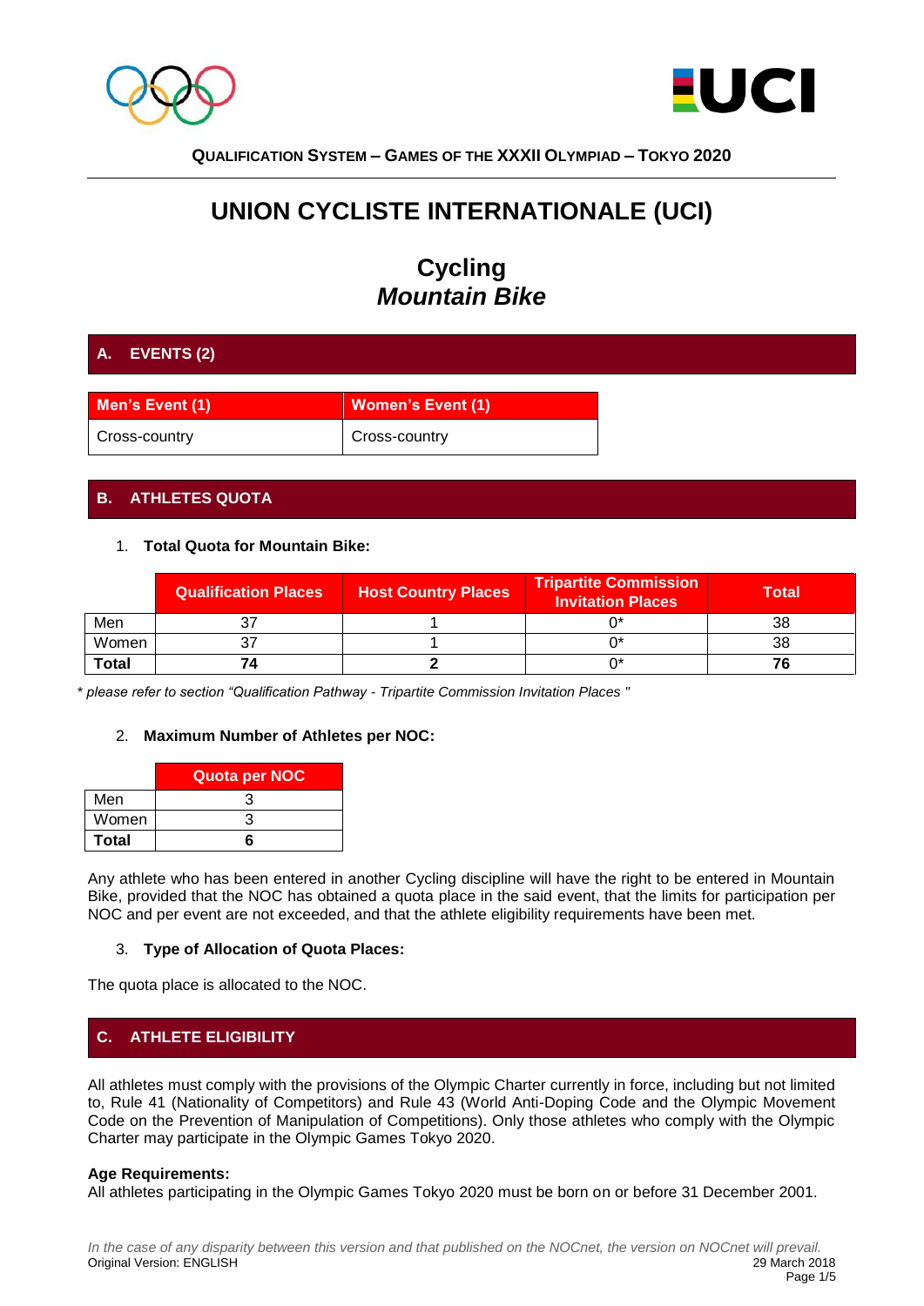**QUALIFICATION SYSTEM – GAMES OF THE XXXII OLYMPIAD – TOKYO 2020**

# UNION CYCLISTE INTERNATIONALE (UCI)

## Cycling
## *Mountain Bike*

## A. EVENTS (2)

| Men's Event (1) | Women's Event (1) |
|---|---|
| Cross-country | Cross-country |

## B. ATHLETES QUOTA

1. **Total Quota for Mountain Bike:**

| | Qualification Places | Host Country Places | Tripartite Commission Invitation Places | Total |
|---|---|---|---|---|
| Men | 37 | 1 | 0* | 38 |
| Women | 37 | 1 | 0* | 38 |
| **Total** | **74** | **2** | 0* | **76** |

*\* please refer to section "Qualification Pathway - Tripartite Commission Invitation Places "*

2. **Maximum Number of Athletes per NOC:**

| | Quota per NOC |
|---|---|
| Men | 3 |
| Women | 3 |
| **Total** | **6** |

Any athlete who has been entered in another Cycling discipline will have the right to be entered in Mountain Bike, provided that the NOC has obtained a quota place in the said event, that the limits for participation per NOC and per event are not exceeded, and that the athlete eligibility requirements have been met.

3. **Type of Allocation of Quota Places:**

The quota place is allocated to the NOC.

## C. ATHLETE ELIGIBILITY

All athletes must comply with the provisions of the Olympic Charter currently in force, including but not limited to, Rule 41 (Nationality of Competitors) and Rule 43 (World Anti-Doping Code and the Olympic Movement Code on the Prevention of Manipulation of Competitions). Only those athletes who comply with the Olympic Charter may participate in the Olympic Games Tokyo 2020.

**Age Requirements:**
All athletes participating in the Olympic Games Tokyo 2020 must be born on or before 31 December 2001.

*In the case of any disparity between this version and that published on the NOCnet, the version on NOCnet will prevail.*
Original Version: ENGLISH
29 March 2018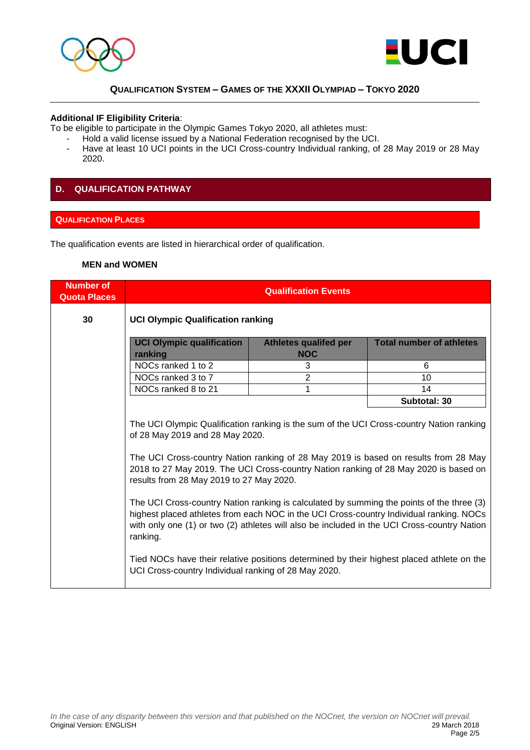**Additional IF Eligibility Criteria**:

To be eligible to participate in the Olympic Games Tokyo 2020, all athletes must:

- Hold a valid license issued by a National Federation recognised by the UCI.
- Have at least 10 UCI points in the UCI Cross-country Individual ranking, of 28 May 2019 or 28 May 2020.

## D. QUALIFICATION PATHWAY

### QUALIFICATION PLACES

The qualification events are listed in hierarchical order of qualification.

**MEN and WOMEN**

| Number of Quota Places | Qualification Events |
|---|---|
| 30 | **UCI Olympic Qualification ranking** |

| UCI Olympic qualification ranking | Athletes qualifed per NOC | Total number of athletes |
|---|---|---|
| NOCs ranked 1 to 2 | 3 | 6 |
| NOCs ranked 3 to 7 | 2 | 10 |
| NOCs ranked 8 to 21 | 1 | 14 |
| | | **Subtotal: 30** |

The UCI Olympic Qualification ranking is the sum of the UCI Cross-country Nation ranking of 28 May 2019 and 28 May 2020.

The UCI Cross-country Nation ranking of 28 May 2019 is based on results from 28 May 2018 to 27 May 2019. The UCI Cross-country Nation ranking of 28 May 2020 is based on results from 28 May 2019 to 27 May 2020.

The UCI Cross-country Nation ranking is calculated by summing the points of the three (3) highest placed athletes from each NOC in the UCI Cross-country Individual ranking. NOCs with only one (1) or two (2) athletes will also be included in the UCI Cross-country Nation ranking.

Tied NOCs have their relative positions determined by their highest placed athlete on the UCI Cross-country Individual ranking of 28 May 2020.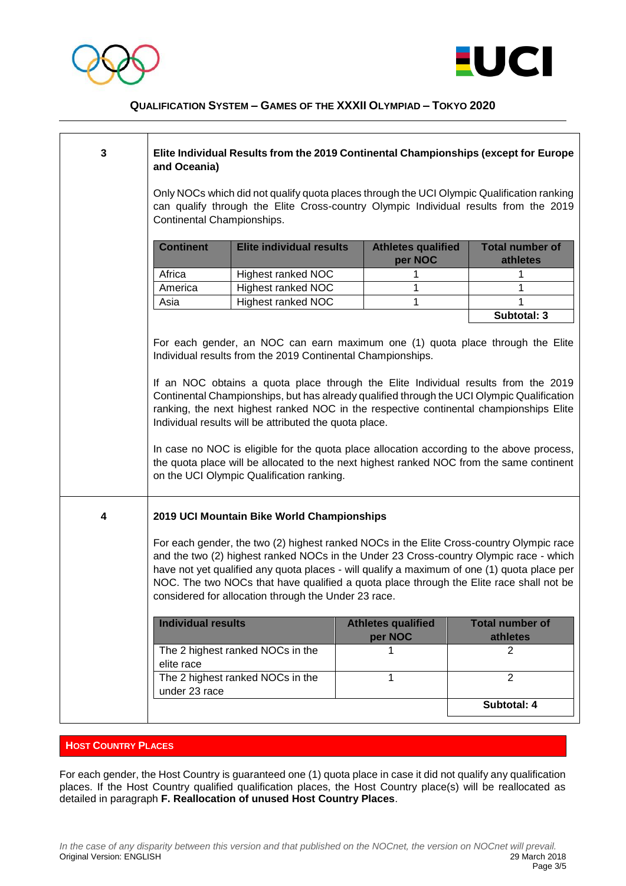| 3 | **Elite Individual Results from the 2019 Continental Championships (except for Europe and Oceania)** |
|---|---|

Only NOCs which did not qualify quota places through the UCI Olympic Qualification ranking can qualify through the Elite Cross-country Olympic Individual results from the 2019 Continental Championships.

| Continent | Elite individual results | Athletes qualified per NOC | Total number of athletes |
|---|---|---|---|
| Africa | Highest ranked NOC | 1 | 1 |
| America | Highest ranked NOC | 1 | 1 |
| Asia | Highest ranked NOC | 1 | 1 |
| | | | **Subtotal: 3** |

For each gender, an NOC can earn maximum one (1) quota place through the Elite Individual results from the 2019 Continental Championships.

If an NOC obtains a quota place through the Elite Individual results from the 2019 Continental Championships, but has already qualified through the UCI Olympic Qualification ranking, the next highest ranked NOC in the respective continental championships Elite Individual results will be attributed the quota place.

In case no NOC is eligible for the quota place allocation according to the above process, the quota place will be allocated to the next highest ranked NOC from the same continent on the UCI Olympic Qualification ranking.

| 4 | **2019 UCI Mountain Bike World Championships** |
|---|---|

For each gender, the two (2) highest ranked NOCs in the Elite Cross-country Olympic race and the two (2) highest ranked NOCs in the Under 23 Cross-country Olympic race - which have not yet qualified any quota places - will qualify a maximum of one (1) quota place per NOC. The two NOCs that have qualified a quota place through the Elite race shall not be considered for allocation through the Under 23 race.

| Individual results | Athletes qualified per NOC | Total number of athletes |
|---|---|---|
| The 2 highest ranked NOCs in the elite race | 1 | 2 |
| The 2 highest ranked NOCs in the under 23 race | 1 | 2 |
| | | **Subtotal: 4** |

## HOST COUNTRY PLACES

For each gender, the Host Country is guaranteed one (1) quota place in case it did not qualify any qualification places. If the Host Country qualified qualification places, the Host Country place(s) will be reallocated as detailed in paragraph **F. Reallocation of unused Host Country Places**.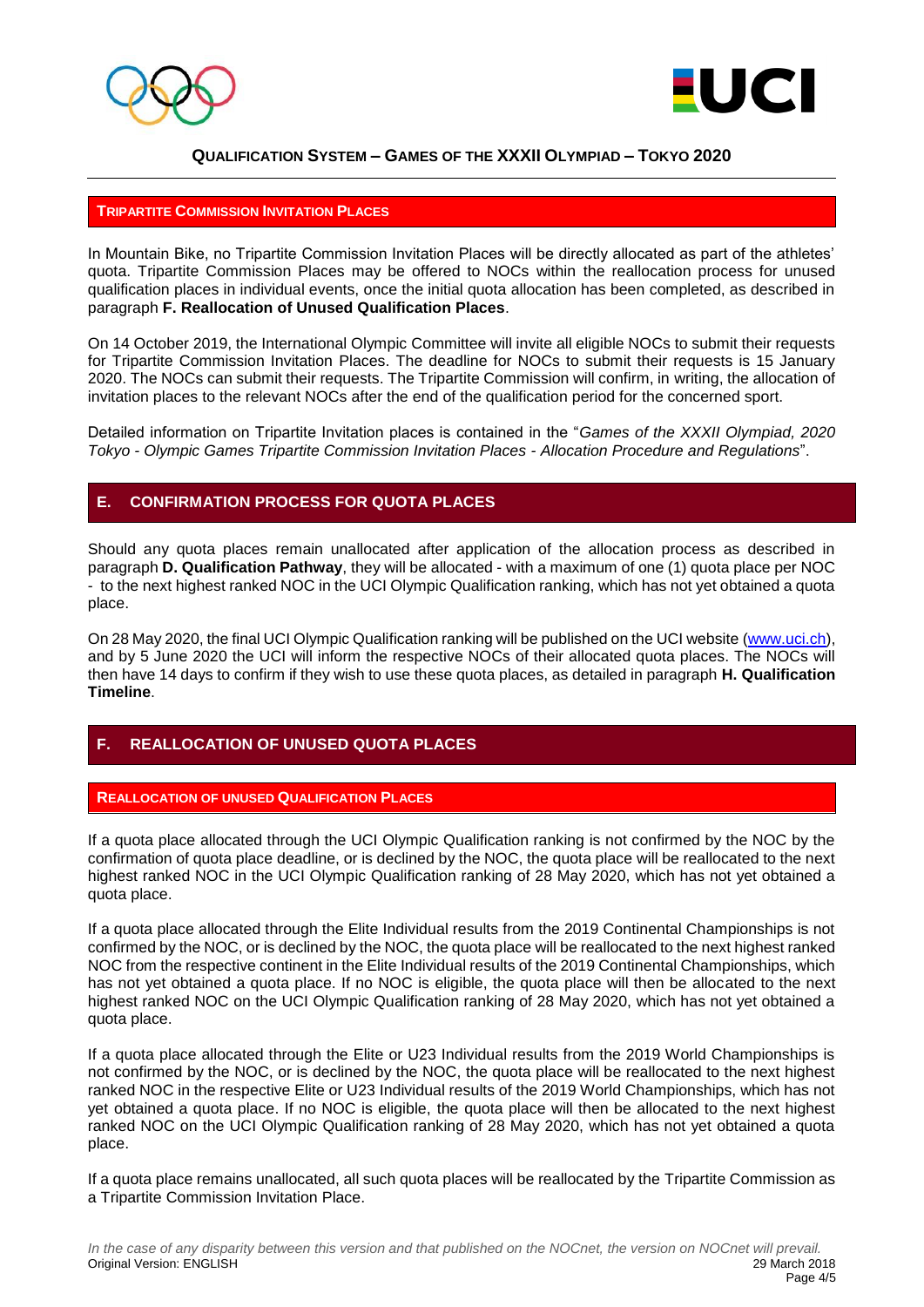### TRIPARTITE COMMISSION INVITATION PLACES

In Mountain Bike, no Tripartite Commission Invitation Places will be directly allocated as part of the athletes' quota. Tripartite Commission Places may be offered to NOCs within the reallocation process for unused qualification places in individual events, once the initial quota allocation has been completed, as described in paragraph **F. Reallocation of Unused Qualification Places**.

On 14 October 2019, the International Olympic Committee will invite all eligible NOCs to submit their requests for Tripartite Commission Invitation Places. The deadline for NOCs to submit their requests is 15 January 2020. The NOCs can submit their requests. The Tripartite Commission will confirm, in writing, the allocation of invitation places to the relevant NOCs after the end of the qualification period for the concerned sport.

Detailed information on Tripartite Invitation places is contained in the "*Games of the XXXII Olympiad, 2020 Tokyo - Olympic Games Tripartite Commission Invitation Places - Allocation Procedure and Regulations*".

## E. CONFIRMATION PROCESS FOR QUOTA PLACES

Should any quota places remain unallocated after application of the allocation process as described in paragraph **D. Qualification Pathway**, they will be allocated - with a maximum of one (1) quota place per NOC - to the next highest ranked NOC in the UCI Olympic Qualification ranking, which has not yet obtained a quota place.

On 28 May 2020, the final UCI Olympic Qualification ranking will be published on the UCI website (www.uci.ch), and by 5 June 2020 the UCI will inform the respective NOCs of their allocated quota places. The NOCs will then have 14 days to confirm if they wish to use these quota places, as detailed in paragraph **H. Qualification Timeline**.

## F. REALLOCATION OF UNUSED QUOTA PLACES

### REALLOCATION OF UNUSED QUALIFICATION PLACES

If a quota place allocated through the UCI Olympic Qualification ranking is not confirmed by the NOC by the confirmation of quota place deadline, or is declined by the NOC, the quota place will be reallocated to the next highest ranked NOC in the UCI Olympic Qualification ranking of 28 May 2020, which has not yet obtained a quota place.

If a quota place allocated through the Elite Individual results from the 2019 Continental Championships is not confirmed by the NOC, or is declined by the NOC, the quota place will be reallocated to the next highest ranked NOC from the respective continent in the Elite Individual results of the 2019 Continental Championships, which has not yet obtained a quota place. If no NOC is eligible, the quota place will then be allocated to the next highest ranked NOC on the UCI Olympic Qualification ranking of 28 May 2020, which has not yet obtained a quota place.

If a quota place allocated through the Elite or U23 Individual results from the 2019 World Championships is not confirmed by the NOC, or is declined by the NOC, the quota place will be reallocated to the next highest ranked NOC in the respective Elite or U23 Individual results of the 2019 World Championships, which has not yet obtained a quota place. If no NOC is eligible, the quota place will then be allocated to the next highest ranked NOC on the UCI Olympic Qualification ranking of 28 May 2020, which has not yet obtained a quota place.

If a quota place remains unallocated, all such quota places will be reallocated by the Tripartite Commission as a Tripartite Commission Invitation Place.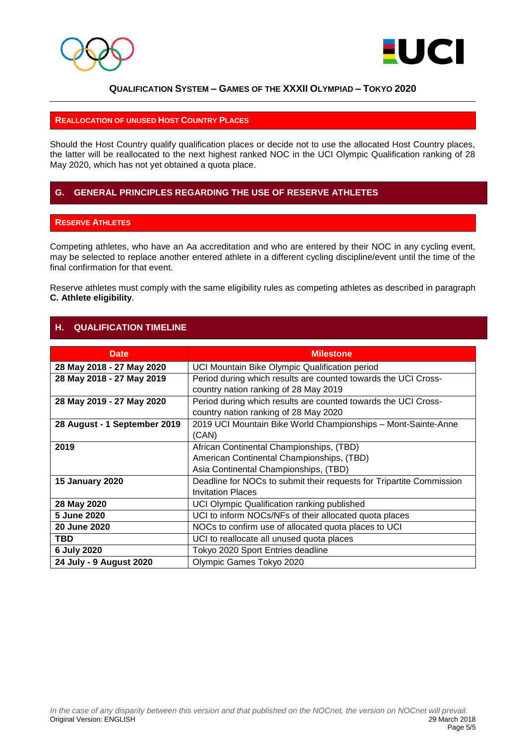### REALLOCATION OF UNUSED HOST COUNTRY PLACES

Should the Host Country qualify qualification places or decide not to use the allocated Host Country places, the latter will be reallocated to the next highest ranked NOC in the UCI Olympic Qualification ranking of 28 May 2020, which has not yet obtained a quota place.

## G. GENERAL PRINCIPLES REGARDING THE USE OF RESERVE ATHLETES

### RESERVE ATHLETES

Competing athletes, who have an Aa accreditation and who are entered by their NOC in any cycling event, may be selected to replace another entered athlete in a different cycling discipline/event until the time of the final confirmation for that event.

Reserve athletes must comply with the same eligibility rules as competing athletes as described in paragraph **C. Athlete eligibility**.

## H. QUALIFICATION TIMELINE

| Date | Milestone |
|---|---|
| **28 May 2018 - 27 May 2020** | UCI Mountain Bike Olympic Qualification period |
| **28 May 2018 - 27 May 2019** | Period during which results are counted towards the UCI Cross-country nation ranking of 28 May 2019 |
| **28 May 2019 - 27 May 2020** | Period during which results are counted towards the UCI Cross-country nation ranking of 28 May 2020 |
| **28 August - 1 September 2019** | 2019 UCI Mountain Bike World Championships – Mont-Sainte-Anne (CAN) |
| **2019** | African Continental Championships, (TBD)<br>American Continental Championships, (TBD)<br>Asia Continental Championships, (TBD) |
| **15 January 2020** | Deadline for NOCs to submit their requests for Tripartite Commission Invitation Places |
| **28 May 2020** | UCI Olympic Qualification ranking published |
| **5 June 2020** | UCI to inform NOCs/NFs of their allocated quota places |
| **20 June 2020** | NOCs to confirm use of allocated quota places to UCI |
| **TBD** | UCI to reallocate all unused quota places |
| **6 July 2020** | Tokyo 2020 Sport Entries deadline |
| **24 July - 9 August 2020** | Olympic Games Tokyo 2020 |